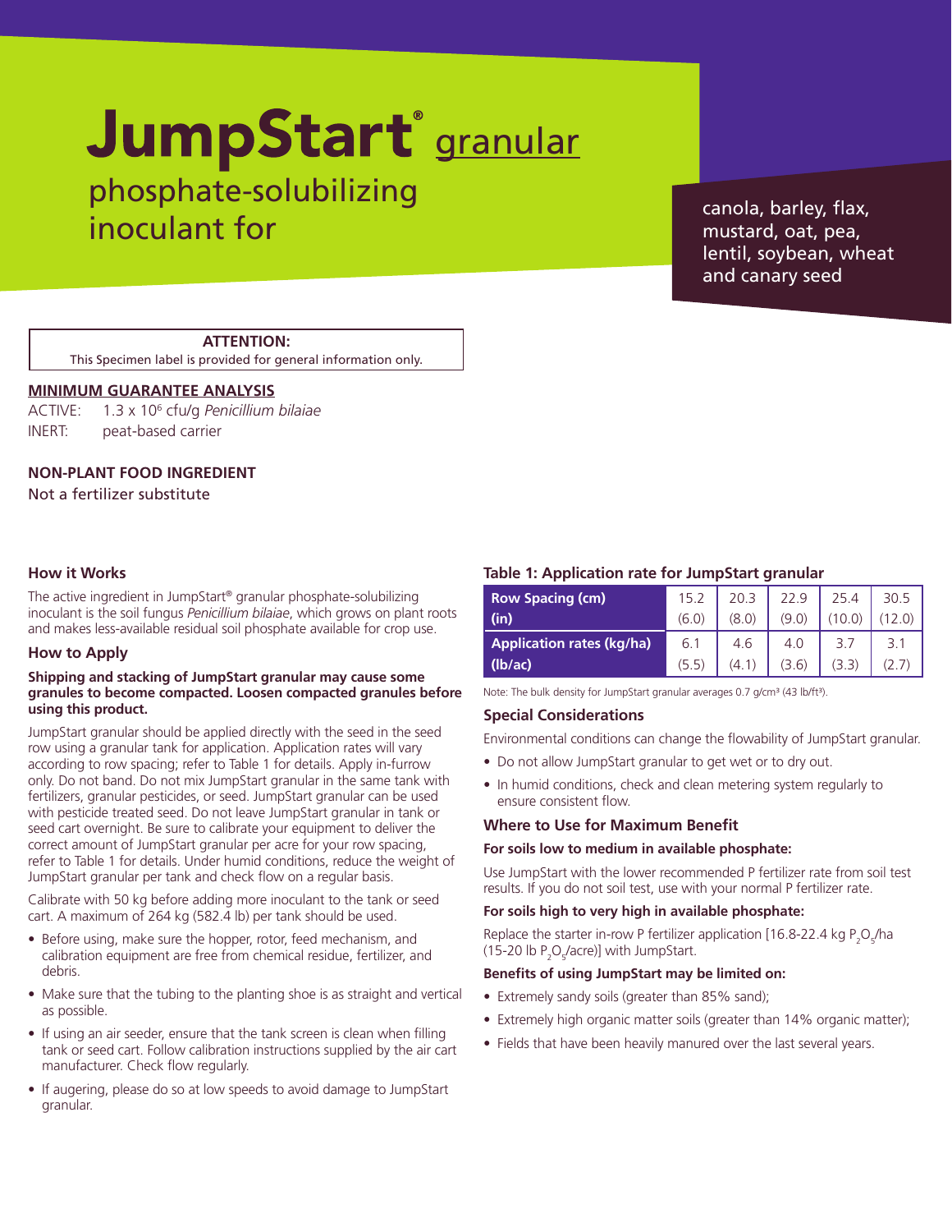# JumpStart® granular

## phosphate-solubilizing inoculant for

canola, barley, flax, mustard, oat, pea, lentil, soybean, wheat and canary seed

**ATTENTION:**
This Specimen label is provided for general information only.

**MINIMUM GUARANTEE ANALYSIS**

ACTIVE: $1.3 \times 10^6$ cfu/g *Penicillium bilaiae*
INERT: peat-based carrier

**NON-PLANT FOOD INGREDIENT**
Not a fertilizer substitute

### How it Works

The active ingredient in JumpStart® granular phosphate-solubilizing inoculant is the soil fungus *Penicillium bilaiae*, which grows on plant roots and makes less-available residual soil phosphate available for crop use.

### How to Apply

**Shipping and stacking of JumpStart granular may cause some granules to become compacted. Loosen compacted granules before using this product.**

JumpStart granular should be applied directly with the seed in the seed row using a granular tank for application. Application rates will vary according to row spacing; refer to Table 1 for details. Apply in-furrow only. Do not band. Do not mix JumpStart granular in the same tank with fertilizers, granular pesticides, or seed. JumpStart granular can be used with pesticide treated seed. Do not leave JumpStart granular in tank or seed cart overnight. Be sure to calibrate your equipment to deliver the correct amount of JumpStart granular per acre for your row spacing, refer to Table 1 for details. Under humid conditions, reduce the weight of JumpStart granular per tank and check flow on a regular basis.

Calibrate with 50 kg before adding more inoculant to the tank or seed cart. A maximum of 264 kg (582.4 lb) per tank should be used.

- Before using, make sure the hopper, rotor, feed mechanism, and calibration equipment are free from chemical residue, fertilizer, and debris.
- Make sure that the tubing to the planting shoe is as straight and vertical as possible.
- If using an air seeder, ensure that the tank screen is clean when filling tank or seed cart. Follow calibration instructions supplied by the air cart manufacturer. Check flow regularly.
- If augering, please do so at low speeds to avoid damage to JumpStart granular.

### Table 1: Application rate for JumpStart granular

| Row Spacing (cm) (in) | 15.2 (6.0) | 20.3 (8.0) | 22.9 (9.0) | 25.4 (10.0) | 30.5 (12.0) |
|---|---|---|---|---|---|
| Application rates (kg/ha) (lb/ac) | 6.1 (5.5) | 4.6 (4.1) | 4.0 (3.6) | 3.7 (3.3) | 3.1 (2.7) |

Note: The bulk density for JumpStart granular averages 0.7 g/cm³ (43 lb/ft³).

### Special Considerations

Environmental conditions can change the flowability of JumpStart granular.

- Do not allow JumpStart granular to get wet or to dry out.
- In humid conditions, check and clean metering system regularly to ensure consistent flow.

### Where to Use for Maximum Benefit

**For soils low to medium in available phosphate:**

Use JumpStart with the lower recommended P fertilizer rate from soil test results. If you do not soil test, use with your normal P fertilizer rate.

**For soils high to very high in available phosphate:**

Replace the starter in-row P fertilizer application [16.8-22.4 kg $P_2O_5$/ha (15-20 lb $P_2O_5$/acre)] with JumpStart.

**Benefits of using JumpStart may be limited on:**

- Extremely sandy soils (greater than 85% sand);
- Extremely high organic matter soils (greater than 14% organic matter);
- Fields that have been heavily manured over the last several years.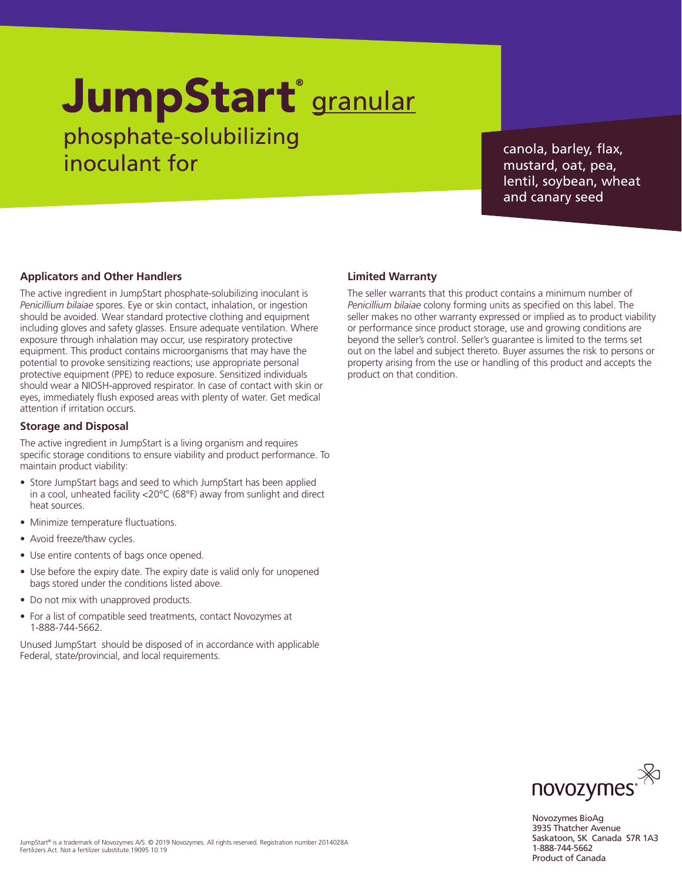# JumpStart® granular

phosphate-solubilizing inoculant for

canola, barley, flax, mustard, oat, pea, lentil, soybean, wheat and canary seed

### Applicators and Other Handlers

The active ingredient in JumpStart phosphate-solubilizing inoculant is *Penicillium bilaiae* spores. Eye or skin contact, inhalation, or ingestion should be avoided. Wear standard protective clothing and equipment including gloves and safety glasses. Ensure adequate ventilation. Where exposure through inhalation may occur, use respiratory protective equipment. This product contains microorganisms that may have the potential to provoke sensitizing reactions; use appropriate personal protective equipment (PPE) to reduce exposure. Sensitized individuals should wear a NIOSH-approved respirator. In case of contact with skin or eyes, immediately flush exposed areas with plenty of water. Get medical attention if irritation occurs.

### Storage and Disposal

The active ingredient in JumpStart is a living organism and requires specific storage conditions to ensure viability and product performance. To maintain product viability:

- Store JumpStart bags and seed to which JumpStart has been applied in a cool, unheated facility <20°C (68°F) away from sunlight and direct heat sources.
- Minimize temperature fluctuations.
- Avoid freeze/thaw cycles.
- Use entire contents of bags once opened.
- Use before the expiry date. The expiry date is valid only for unopened bags stored under the conditions listed above.
- Do not mix with unapproved products.
- For a list of compatible seed treatments, contact Novozymes at 1-888-744-5662.

Unused JumpStart should be disposed of in accordance with applicable Federal, state/provincial, and local requirements.

### Limited Warranty

The seller warrants that this product contains a minimum number of *Penicillium bilaiae* colony forming units as specified on this label. The seller makes no other warranty expressed or implied as to product viability or performance since product storage, use and growing conditions are beyond the seller's control. Seller's guarantee is limited to the terms set out on the label and subject thereto. Buyer assumes the risk to persons or property arising from the use or handling of this product and accepts the product on that condition.

novozymes®

Novozymes BioAg
3935 Thatcher Avenue
Saskatoon, SK Canada S7R 1A3
1-888-744-5662
Product of Canada

JumpStart® is a trademark of Novozymes A/S. © 2019 Novozymes. All rights reserved. Registration number 2014028A Fertilizers Act. Not a fertilizer substitute.19095 10.19